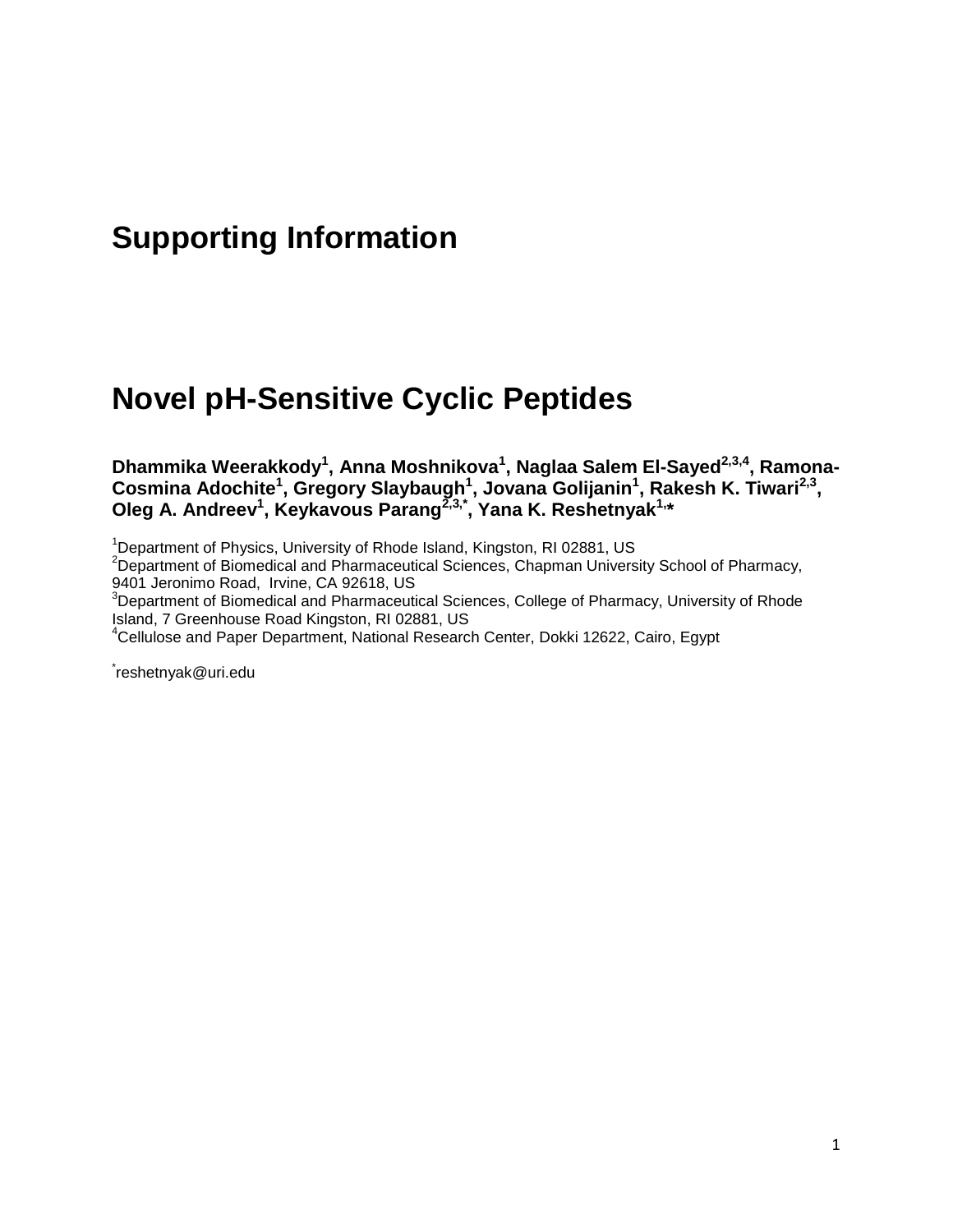# Supporting Information

# Novel pH-Sensitive Cyclic Peptides

**Dhammika Weerakkody[1], Anna Moshnikova[1], Naglaa Salem El-Sayed[2,3,4], Ramona-Cosmina Adochite[1], Gregory Slaybaugh[1], Jovana Golijanin[1], Rakesh K. Tiwari[2,3], Oleg A. Andreev[1], Keykavous Parang[2,3,*], Yana K. Reshetnyak[1,*]**

[1]Department of Physics, University of Rhode Island, Kingston, RI 02881, US
[2]Department of Biomedical and Pharmaceutical Sciences, Chapman University School of Pharmacy, 9401 Jeronimo Road, Irvine, CA 92618, US
[3]Department of Biomedical and Pharmaceutical Sciences, College of Pharmacy, University of Rhode Island, 7 Greenhouse Road Kingston, RI 02881, US
[4]Cellulose and Paper Department, National Research Center, Dokki 12622, Cairo, Egypt

[*]reshetnyak@uri.edu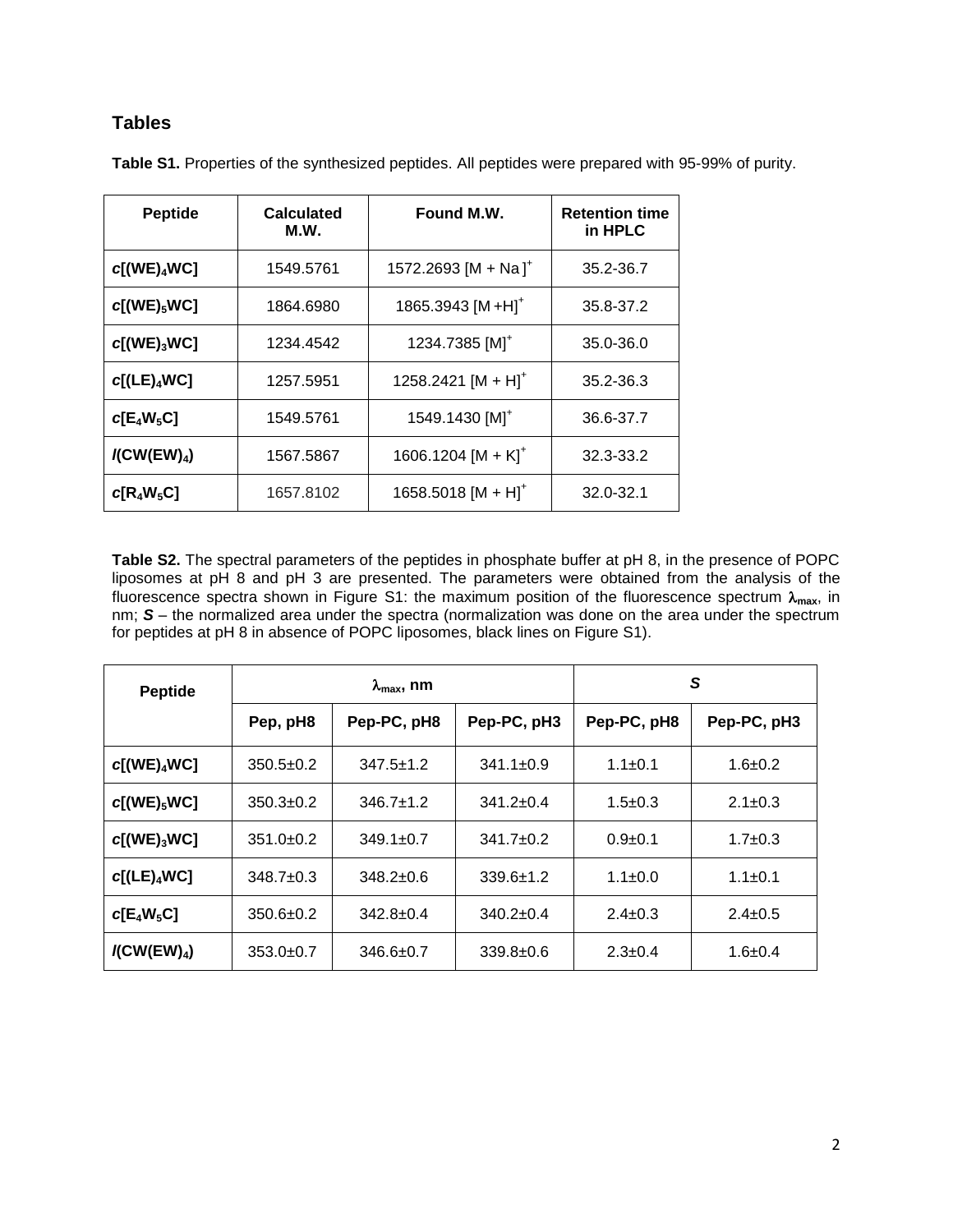## Tables

**Table S1.** Properties of the synthesized peptides. All peptides were prepared with 95-99% of purity.

| Peptide | Calculated M.W. | Found M.W. | Retention time in HPLC |
|---|---|---|---|
| ***c*[(WE)$_4$WC]** | 1549.5761 | 1572.2693 [M + Na ]$^+$ | 35.2-36.7 |
| ***c*[(WE)$_5$WC]** | 1864.6980 | 1865.3943 [M +H]$^+$ | 35.8-37.2 |
| ***c*[(WE)$_3$WC]** | 1234.4542 | 1234.7385 [M]$^+$ | 35.0-36.0 |
| ***c*[(LE)$_4$WC]** | 1257.5951 | 1258.2421 [M + H]$^+$ | 35.2-36.3 |
| ***c*[E$_4$W$_5$C]** | 1549.5761 | 1549.1430 [M]$^+$ | 36.6-37.7 |
| ***l*(CW(EW)$_4$)** | 1567.5867 | 1606.1204 [M + K]$^+$ | 32.3-33.2 |
| ***c*[R$_4$W$_5$C]** | 1657.8102 | 1658.5018 [M + H]$^+$ | 32.0-32.1 |

**Table S2.** The spectral parameters of the peptides in phosphate buffer at pH 8, in the presence of POPC liposomes at pH 8 and pH 3 are presented. The parameters were obtained from the analysis of the fluorescence spectra shown in Figure S1: the maximum position of the fluorescence spectrum $\lambda_{max}$, in nm; ***S*** – the normalized area under the spectra (normalization was done on the area under the spectrum for peptides at pH 8 in absence of POPC liposomes, black lines on Figure S1).

| Peptide | $\lambda_{max}$, nm | | | *S* | |
|---|---|---|---|---|---|
| | Pep, pH8 | Pep-PC, pH8 | Pep-PC, pH3 | Pep-PC, pH8 | Pep-PC, pH3 |
| ***c*[(WE)$_4$WC]** | 350.5±0.2 | 347.5±1.2 | 341.1±0.9 | 1.1±0.1 | 1.6±0.2 |
| ***c*[(WE)$_5$WC]** | 350.3±0.2 | 346.7±1.2 | 341.2±0.4 | 1.5±0.3 | 2.1±0.3 |
| ***c*[(WE)$_3$WC]** | 351.0±0.2 | 349.1±0.7 | 341.7±0.2 | 0.9±0.1 | 1.7±0.3 |
| ***c*[(LE)$_4$WC]** | 348.7±0.3 | 348.2±0.6 | 339.6±1.2 | 1.1±0.0 | 1.1±0.1 |
| ***c*[E$_4$W$_5$C]** | 350.6±0.2 | 342.8±0.4 | 340.2±0.4 | 2.4±0.3 | 2.4±0.5 |
| ***l*(CW(EW)$_4$)** | 353.0±0.7 | 346.6±0.7 | 339.8±0.6 | 2.3±0.4 | 1.6±0.4 |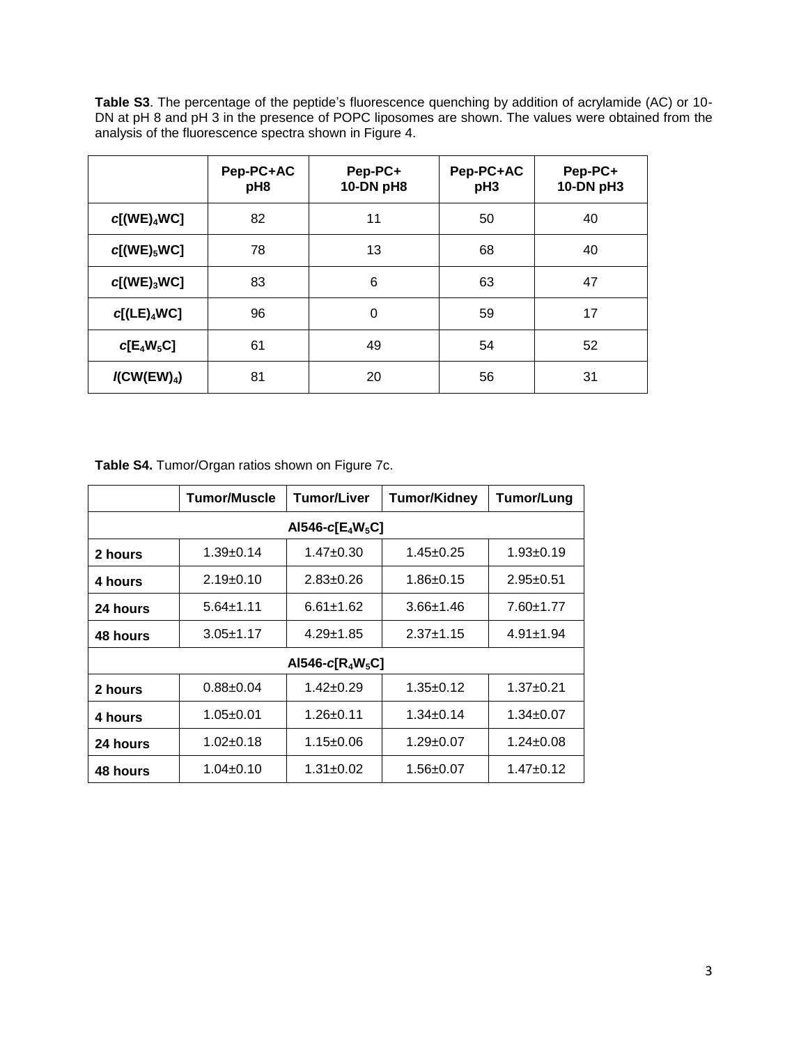**Table S3**. The percentage of the peptide's fluorescence quenching by addition of acrylamide (AC) or 10-DN at pH 8 and pH 3 in the presence of POPC liposomes are shown. The values were obtained from the analysis of the fluorescence spectra shown in Figure 4.

| | Pep-PC+AC pH8 | Pep-PC+ 10-DN pH8 | Pep-PC+AC pH3 | Pep-PC+ 10-DN pH3 |
|---|---|---|---|---|
| ***c*[(WE)$_4$WC]** | 82 | 11 | 50 | 40 |
| ***c*[(WE)$_5$WC]** | 78 | 13 | 68 | 40 |
| ***c*[(WE)$_3$WC]** | 83 | 6 | 63 | 47 |
| ***c*[(LE)$_4$WC]** | 96 | 0 | 59 | 17 |
| ***c*[E$_4$W$_5$C]** | 61 | 49 | 54 | 52 |
| ***l*(CW(EW)$_4$)** | 81 | 20 | 56 | 31 |

**Table S4.** Tumor/Organ ratios shown on Figure 7c.

| | Tumor/Muscle | Tumor/Liver | Tumor/Kidney | Tumor/Lung |
|---|---|---|---|---|
| **Al546-*c*[E$_4$W$_5$C]** | | | | |
| **2 hours** | 1.39±0.14 | 1.47±0.30 | 1.45±0.25 | 1.93±0.19 |
| **4 hours** | 2.19±0.10 | 2.83±0.26 | 1.86±0.15 | 2.95±0.51 |
| **24 hours** | 5.64±1.11 | 6.61±1.62 | 3.66±1.46 | 7.60±1.77 |
| **48 hours** | 3.05±1.17 | 4.29±1.85 | 2.37±1.15 | 4.91±1.94 |
| **Al546-*c*[R$_4$W$_5$C]** | | | | |
| **2 hours** | 0.88±0.04 | 1.42±0.29 | 1.35±0.12 | 1.37±0.21 |
| **4 hours** | 1.05±0.01 | 1.26±0.11 | 1.34±0.14 | 1.34±0.07 |
| **24 hours** | 1.02±0.18 | 1.15±0.06 | 1.29±0.07 | 1.24±0.08 |
| **48 hours** | 1.04±0.10 | 1.31±0.02 | 1.56±0.07 | 1.47±0.12 |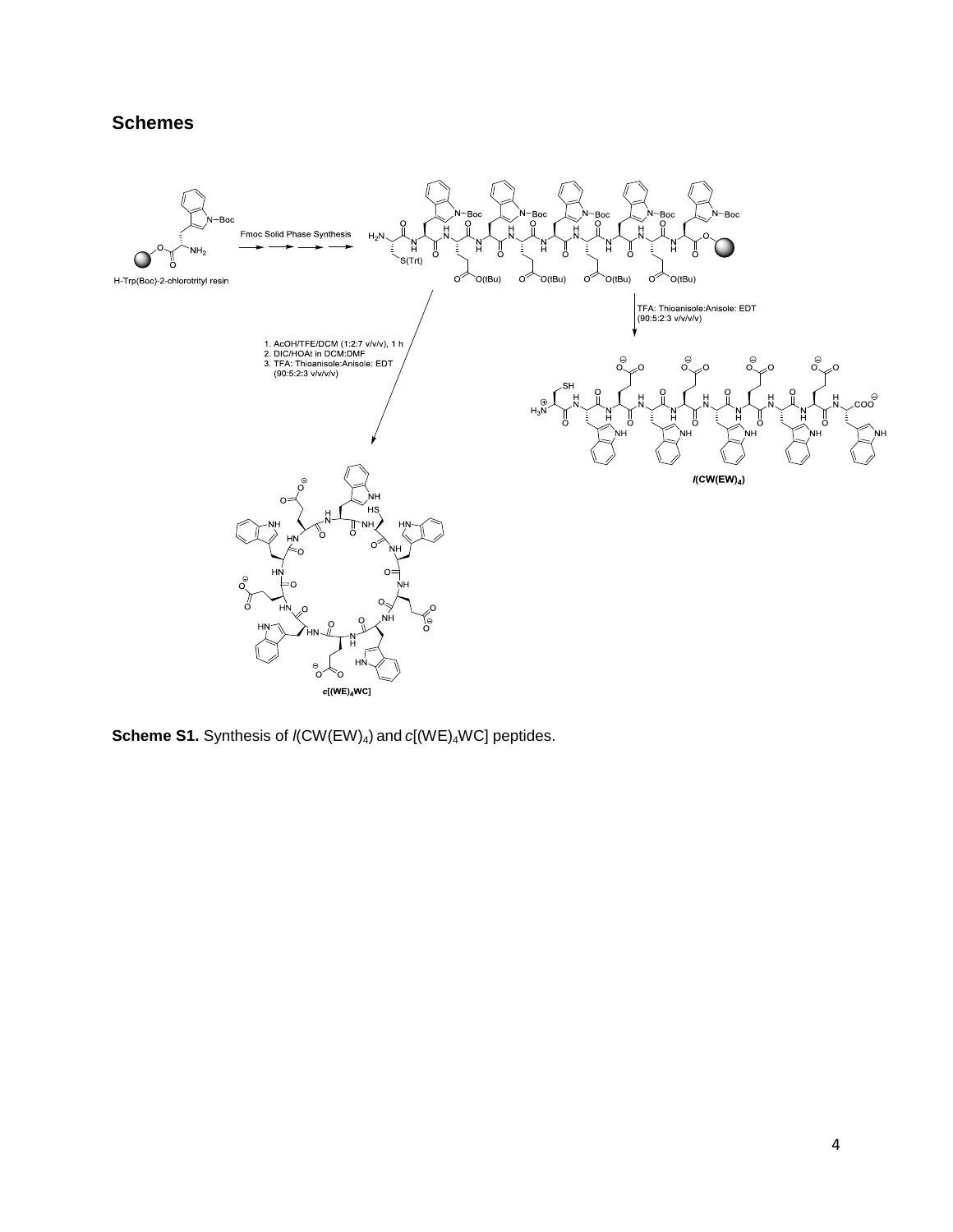## Schemes

H-Trp(Boc)-2-chlorotrityl resin

Fmoc Solid Phase Synthesis

TFA: Thioanisole:Anisole: EDT (90:5:2:3 v/v/v/v)

1. AcOH/TFE/DCM (1:2:7 v/v/v), 1 h
2. DIC/HOAt in DCM:DMF
3. TFA: Thioanisole:Anisole: EDT (90:5:2:3 v/v/v/v)

*l*(CW(EW)$_4$)

*c*[(WE)$_4$WC]

**Scheme S1.** Synthesis of *l*(CW(EW)$_4$) and *c*[(WE)$_4$WC] peptides.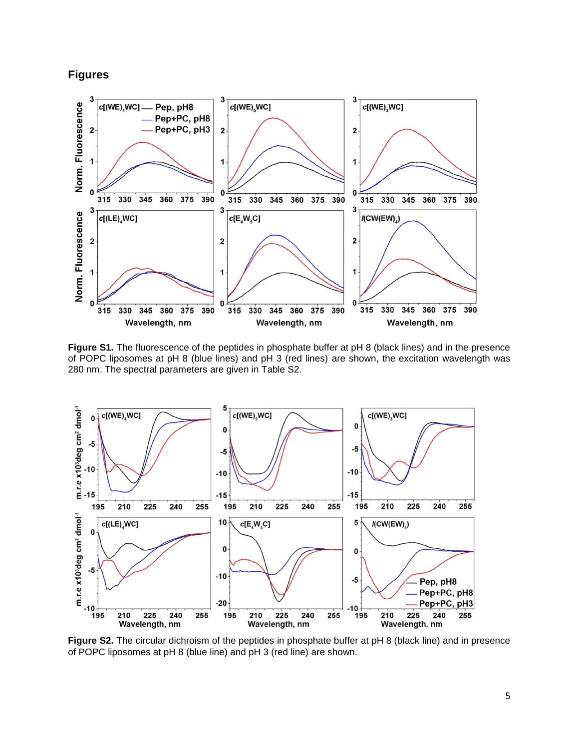## Figures

**Figure S1.** The fluorescence of the peptides in phosphate buffer at pH 8 (black lines) and in the presence of POPC liposomes at pH 8 (blue lines) and pH 3 (red lines) are shown, the excitation wavelength was 280 nm. The spectral parameters are given in Table S2.

**Figure S2.** The circular dichroism of the peptides in phosphate buffer at pH 8 (black line) and in presence of POPC liposomes at pH 8 (blue line) and pH 3 (red line) are shown.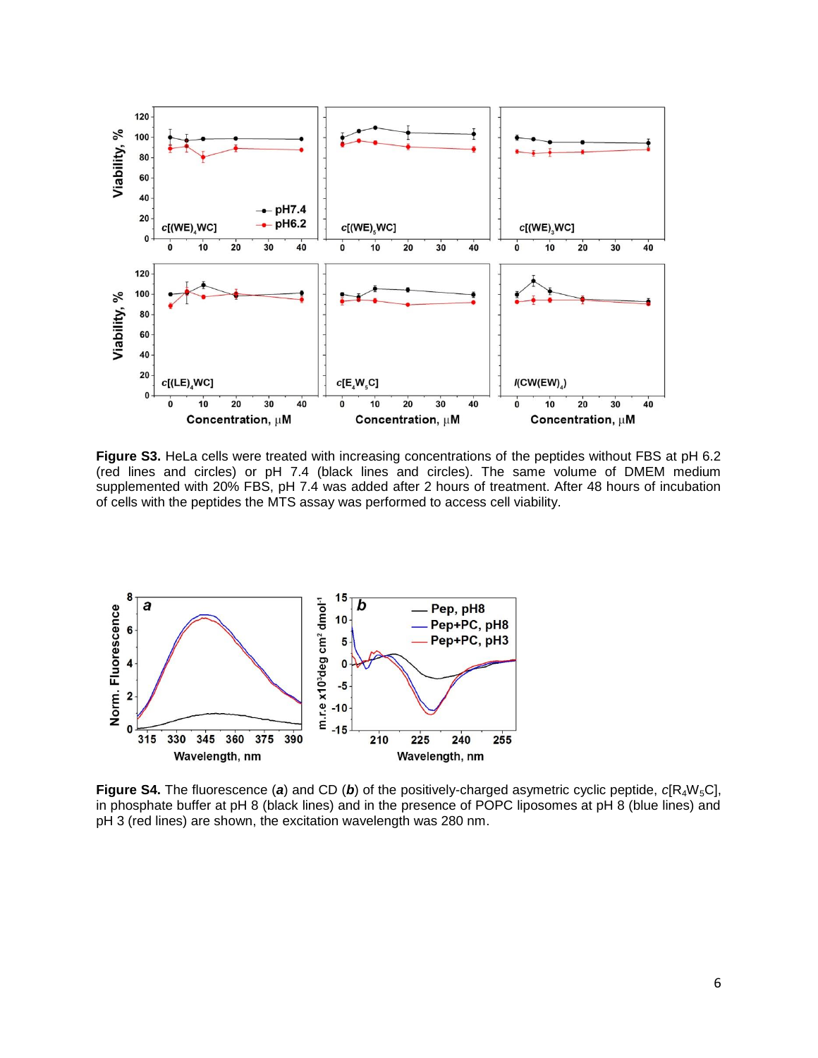**Figure S3.** HeLa cells were treated with increasing concentrations of the peptides without FBS at pH 6.2 (red lines and circles) or pH 7.4 (black lines and circles). The same volume of DMEM medium supplemented with 20% FBS, pH 7.4 was added after 2 hours of treatment. After 48 hours of incubation of cells with the peptides the MTS assay was performed to access cell viability.

**Figure S4.** The fluorescence (***a***) and CD (***b***) of the positively-charged asymetric cyclic peptide, *c*[$R_4W_5C$], in phosphate buffer at pH 8 (black lines) and in the presence of POPC liposomes at pH 8 (blue lines) and pH 3 (red lines) are shown, the excitation wavelength was 280 nm.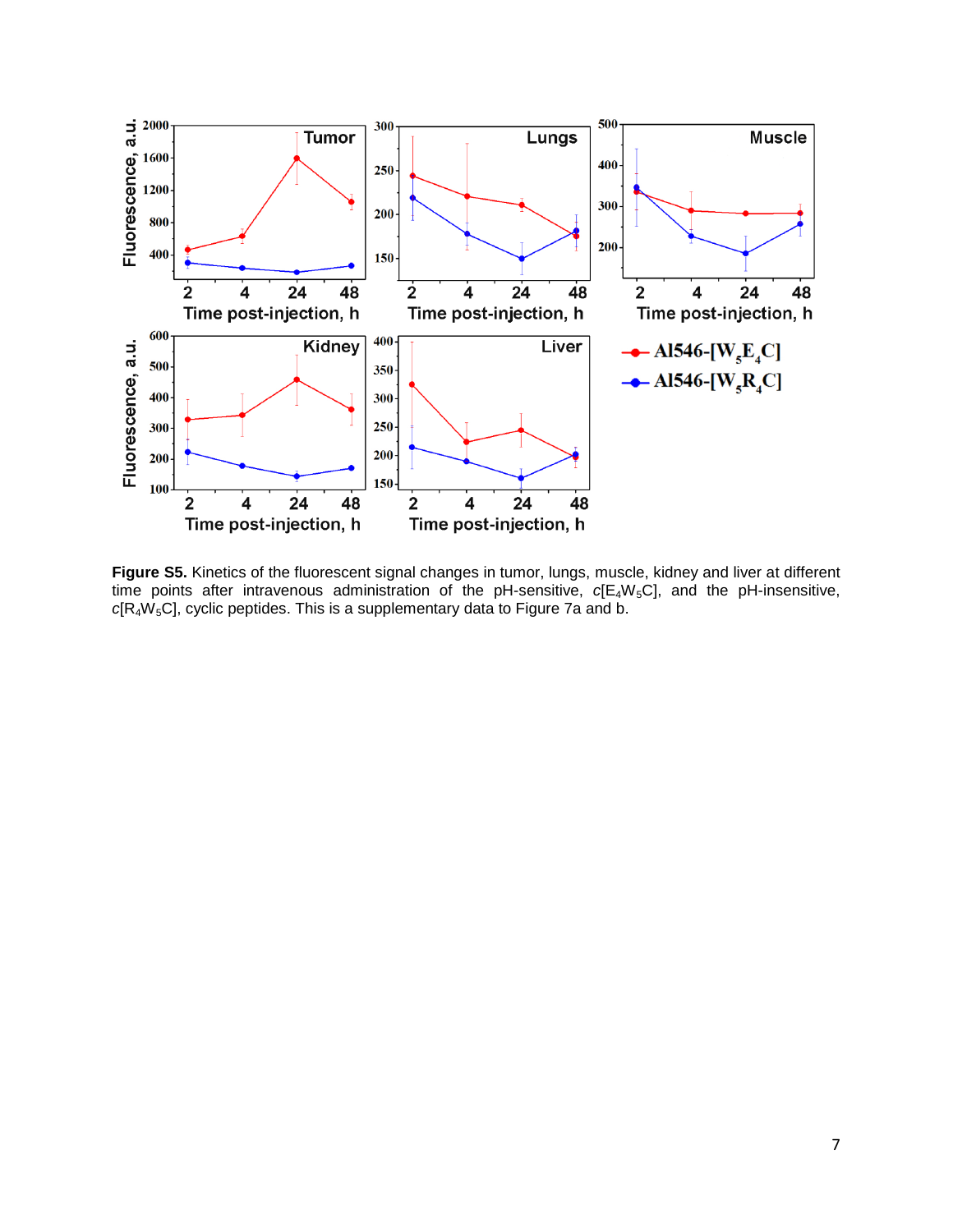**Figure S5.** Kinetics of the fluorescent signal changes in tumor, lungs, muscle, kidney and liver at different time points after intravenous administration of the pH-sensitive, *c*[$E_4W_5C$], and the pH-insensitive, c[$R_4W_5C$], cyclic peptides. This is a supplementary data to Figure 7a and b.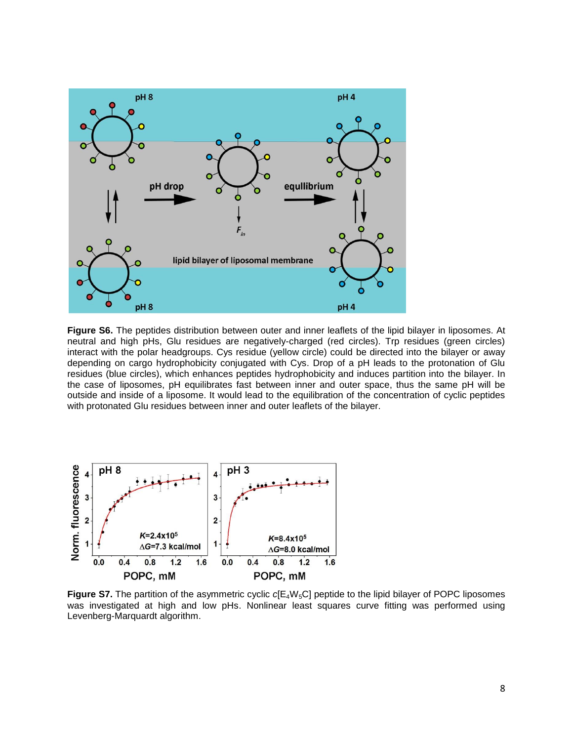pH 8

pH 4

pH drop

equilibrium

$F_{in}$

lipid bilayer of liposomal membrane

pH 8

pH 4

**Figure S6.** The peptides distribution between outer and inner leaflets of the lipid bilayer in liposomes. At neutral and high pHs, Glu residues are negatively-charged (red circles). Trp residues (green circles) interact with the polar headgroups. Cys residue (yellow circle) could be directed into the bilayer or away depending on cargo hydrophobicity conjugated with Cys. Drop of a pH leads to the protonation of Glu residues (blue circles), which enhances peptides hydrophobicity and induces partition into the bilayer. In the case of liposomes, pH equilibrates fast between inner and outer space, thus the same pH will be outside and inside of a liposome. It would lead to the equilibration of the concentration of cyclic peptides with protonated Glu residues between inner and outer leaflets of the bilayer.

pH 8

Norm. fluorescence

$K$=2.4x10[5]

$\Delta G$=7.3 kcal/mol

POPC, mM

pH 3

$K$=8.4x10[5]

$\Delta G$=8.0 kcal/mol

POPC, mM

**Figure S7.** The partition of the asymmetric cyclic $c[E_4W_5C]$ peptide to the lipid bilayer of POPC liposomes was investigated at high and low pHs. Nonlinear least squares curve fitting was performed using Levenberg-Marquardt algorithm.